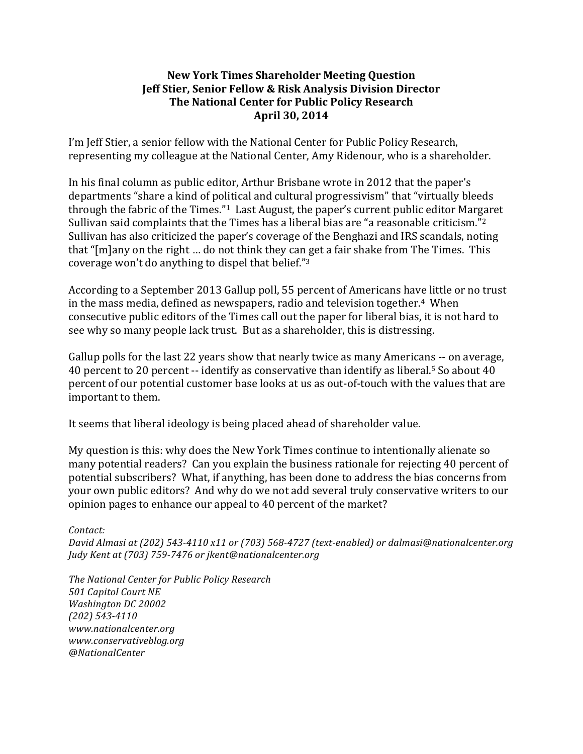**New York Times Shareholder Meeting Question**
**Jeff Stier, Senior Fellow & Risk Analysis Division Director**
**The National Center for Public Policy Research**
**April 30, 2014**

I'm Jeff Stier, a senior fellow with the National Center for Public Policy Research, representing my colleague at the National Center, Amy Ridenour, who is a shareholder.

In his final column as public editor, Arthur Brisbane wrote in 2012 that the paper's departments "share a kind of political and cultural progressivism" that "virtually bleeds through the fabric of the Times."[1] Last August, the paper's current public editor Margaret Sullivan said complaints that the Times has a liberal bias are "a reasonable criticism."[2] Sullivan has also criticized the paper's coverage of the Benghazi and IRS scandals, noting that "[m]any on the right … do not think they can get a fair shake from The Times. This coverage won't do anything to dispel that belief."[3]

According to a September 2013 Gallup poll, 55 percent of Americans have little or no trust in the mass media, defined as newspapers, radio and television together.[4] When consecutive public editors of the Times call out the paper for liberal bias, it is not hard to see why so many people lack trust. But as a shareholder, this is distressing.

Gallup polls for the last 22 years show that nearly twice as many Americans -- on average, 40 percent to 20 percent -- identify as conservative than identify as liberal.[5] So about 40 percent of our potential customer base looks at us as out-of-touch with the values that are important to them.

It seems that liberal ideology is being placed ahead of shareholder value.

My question is this: why does the New York Times continue to intentionally alienate so many potential readers? Can you explain the business rationale for rejecting 40 percent of potential subscribers? What, if anything, has been done to address the bias concerns from your own public editors? And why do we not add several truly conservative writers to our opinion pages to enhance our appeal to 40 percent of the market?

*Contact:*
*David Almasi at (202) 543-4110 x11 or (703) 568-4727 (text-enabled) or dalmasi@nationalcenter.org*
*Judy Kent at (703) 759-7476 or jkent@nationalcenter.org*

*The National Center for Public Policy Research*
*501 Capitol Court NE*
*Washington DC 20002*
*(202) 543-4110*
*www.nationalcenter.org*
*www.conservativeblog.org*
*@NationalCenter*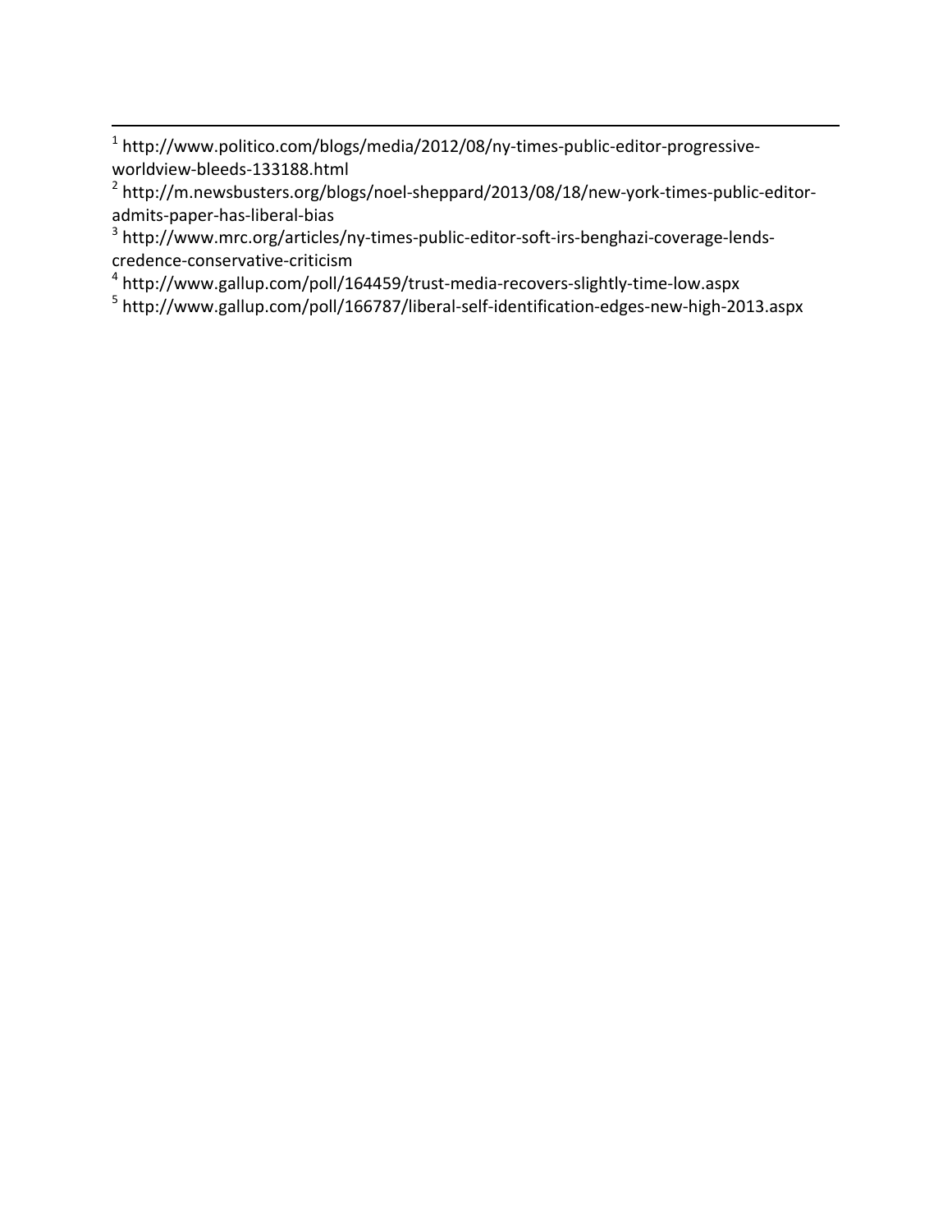---

[1] http://www.politico.com/blogs/media/2012/08/ny-times-public-editor-progressive-worldview-bleeds-133188.html

[2] http://m.newsbusters.org/blogs/noel-sheppard/2013/08/18/new-york-times-public-editor-admits-paper-has-liberal-bias

[3] http://www.mrc.org/articles/ny-times-public-editor-soft-irs-benghazi-coverage-lends-credence-conservative-criticism

[4] http://www.gallup.com/poll/164459/trust-media-recovers-slightly-time-low.aspx

[5] http://www.gallup.com/poll/166787/liberal-self-identification-edges-new-high-2013.aspx